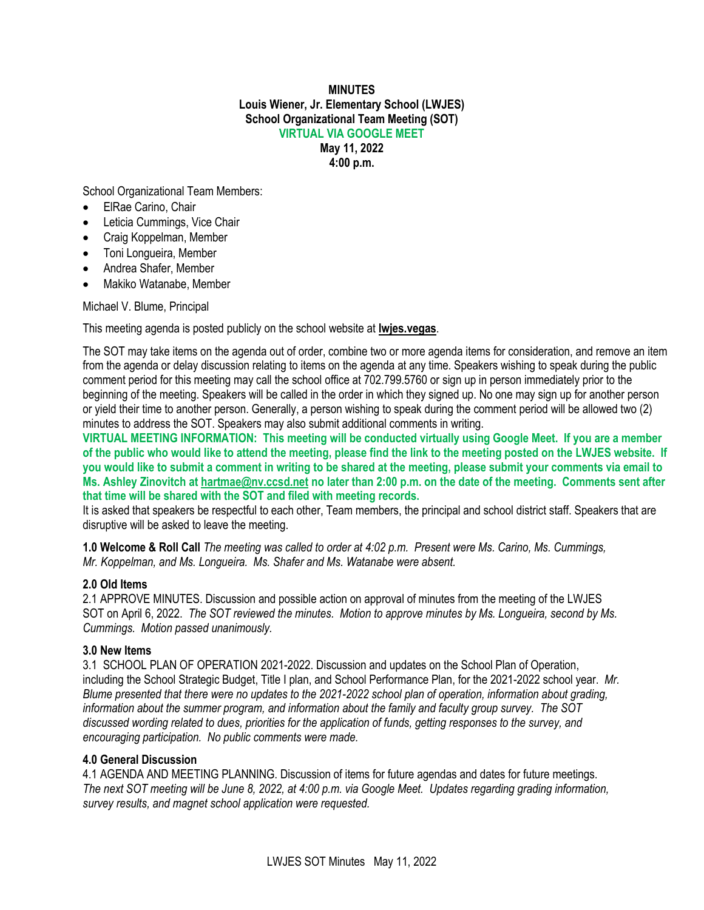**MINUTES**
**Louis Wiener, Jr. Elementary School (LWJES)**
**School Organizational Team Meeting (SOT)**
**VIRTUAL VIA GOOGLE MEET**
**May 11, 2022**
**4:00 p.m.**

School Organizational Team Members:

- ElRae Carino, Chair
- Leticia Cummings, Vice Chair
- Craig Koppelman, Member
- Toni Longueira, Member
- Andrea Shafer, Member
- Makiko Watanabe, Member

Michael V. Blume, Principal

This meeting agenda is posted publicly on the school website at **lwjes.vegas**.

The SOT may take items on the agenda out of order, combine two or more agenda items for consideration, and remove an item from the agenda or delay discussion relating to items on the agenda at any time. Speakers wishing to speak during the public comment period for this meeting may call the school office at 702.799.5760 or sign up in person immediately prior to the beginning of the meeting. Speakers will be called in the order in which they signed up. No one may sign up for another person or yield their time to another person. Generally, a person wishing to speak during the comment period will be allowed two (2) minutes to address the SOT. Speakers may also submit additional comments in writing.

**VIRTUAL MEETING INFORMATION: This meeting will be conducted virtually using Google Meet. If you are a member of the public who would like to attend the meeting, please find the link to the meeting posted on the LWJES website. If you would like to submit a comment in writing to be shared at the meeting, please submit your comments via email to Ms. Ashley Zinovitch at hartmae@nv.ccsd.net no later than 2:00 p.m. on the date of the meeting. Comments sent after that time will be shared with the SOT and filed with meeting records.**

It is asked that speakers be respectful to each other, Team members, the principal and school district staff. Speakers that are disruptive will be asked to leave the meeting.

**1.0 Welcome & Roll Call** *The meeting was called to order at 4:02 p.m. Present were Ms. Carino, Ms. Cummings, Mr. Koppelman, and Ms. Longueira. Ms. Shafer and Ms. Watanabe were absent.*

**2.0 Old Items**

2.1 APPROVE MINUTES. Discussion and possible action on approval of minutes from the meeting of the LWJES SOT on April 6, 2022. *The SOT reviewed the minutes. Motion to approve minutes by Ms. Longueira, second by Ms. Cummings. Motion passed unanimously.*

**3.0 New Items**

3.1 SCHOOL PLAN OF OPERATION 2021-2022. Discussion and updates on the School Plan of Operation, including the School Strategic Budget, Title I plan, and School Performance Plan, for the 2021-2022 school year. *Mr. Blume presented that there were no updates to the 2021-2022 school plan of operation, information about grading, information about the summer program, and information about the family and faculty group survey. The SOT discussed wording related to dues, priorities for the application of funds, getting responses to the survey, and encouraging participation. No public comments were made.*

**4.0 General Discussion**

4.1 AGENDA AND MEETING PLANNING. Discussion of items for future agendas and dates for future meetings. *The next SOT meeting will be June 8, 2022, at 4:00 p.m. via Google Meet. Updates regarding grading information, survey results, and magnet school application were requested.*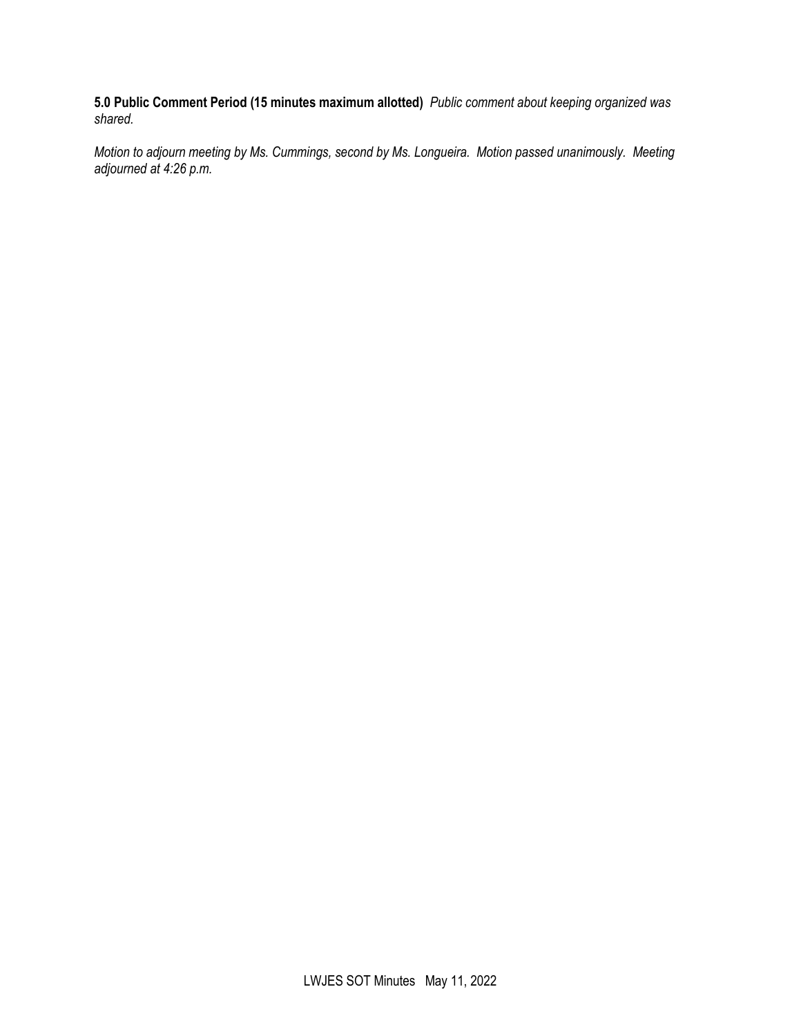**5.0 Public Comment Period (15 minutes maximum allotted)** *Public comment about keeping organized was shared.*

*Motion to adjourn meeting by Ms. Cummings, second by Ms. Longueira. Motion passed unanimously. Meeting adjourned at 4:26 p.m.*